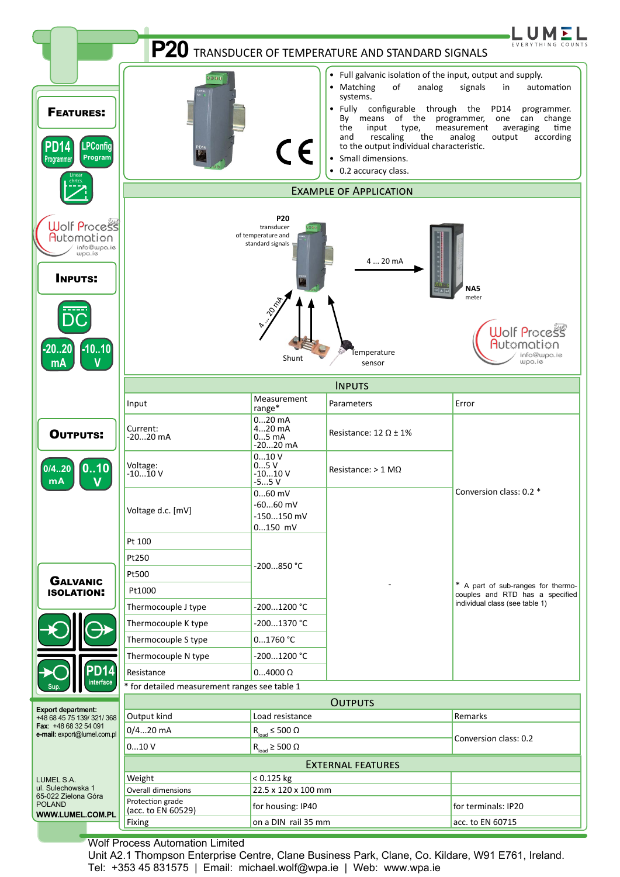# P20 TRANSDUCER OF TEMPERATURE AND STANDARD SIGNALS

LUMEL
EVERYTHING COUNTS

- Full galvanic isolation of the input, output and supply.
- Matching of analog signals in automation systems.
- Fully configurable through the PD14 programmer. By means of the programmer, one can change the input type, measurement averaging time and rescaling the analog output according to the output individual characteristic.
- Small dimensions.
- 0.2 accuracy class.

**FEATURES:**

PD14 Programmer
LPConfig Program
Linear chrtcs.

**INPUTS:**

DC
-20..20 mA
-10..10 V

**OUTPUTS:**

0/4..20 mA
0..10 V

**GALVANIC ISOLATION:**

Sup.
PD14 interface

## EXAMPLE OF APPLICATION

P20 transducer of temperature and standard signals

4 ... 20 mA

NA5 meter

4 ... 20 mA

Shunt

Temperature sensor

Wolf Process Automation
info@wpa.ie
wpa.ie

## INPUTS

| Input | Measurement range* | Parameters | Error |
|---|---|---|---|
| Current: -20...20 mA | 0...20 mA<br>4...20 mA<br>0...5 mA<br>-20...20 mA | Resistance: 12 Ω ± 1% | Conversion class: 0.2 *<br><br>* A part of sub-ranges for thermocouples and RTD has a specified individual class (see table 1) |
| Voltage: -10...10 V | 0...10 V<br>0...5 V<br>-10...10 V<br>-5...5 V | Resistance: > 1 MΩ | |
| Voltage d.c. [mV] | 0...60 mV<br>-60...60 mV<br>-150...150 mV<br>0...150 mV | - | |
| Pt 100 | -200...850 °C | | |
| Pt250 | | | |
| Pt500 | | | |
| Pt1000 | | | |
| Thermocouple J type | -200...1200 °C | | |
| Thermocouple K type | -200...1370 °C | | |
| Thermocouple S type | 0...1760 °C | | |
| Thermocouple N type | -200...1200 °C | | |
| Resistance | 0...4000 Ω | | |

* for detailed measurement ranges see table 1

## OUTPUTS

| Output kind | Load resistance | Remarks |
|---|---|---|
| 0/4...20 mA | $R_{load} \leq 500\ \Omega$ | Conversion class: 0.2 |
| 0...10 V | $R_{load} \geq 500\ \Omega$ | |

## EXTERNAL FEATURES

| | | |
|---|---|---|
| Weight | < 0.125 kg | |
| Overall dimensions | 22.5 x 120 x 100 mm | |
| Protection grade (acc. to EN 60529) | for housing: IP40 | for terminals: IP20 |
| Fixing | on a DIN rail 35 mm | acc. to EN 60715 |

**Export department:**
+48 68 45 75 139/ 321/ 368
**Fax**: +48 68 32 54 091
**e-mail:** export@lumel.com.pl

LUMEL S.A.
ul. Sulechowska 1
65-022 Zielona Góra
POLAND
**WWW.LUMEL.COM.PL**

Wolf Process Automation Limited
Unit A2.1 Thompson Enterprise Centre, Clane Business Park, Clane, Co. Kildare, W91 E761, Ireland.
Tel: +353 45 831575 | Email: michael.wolf@wpa.ie | Web: www.wpa.ie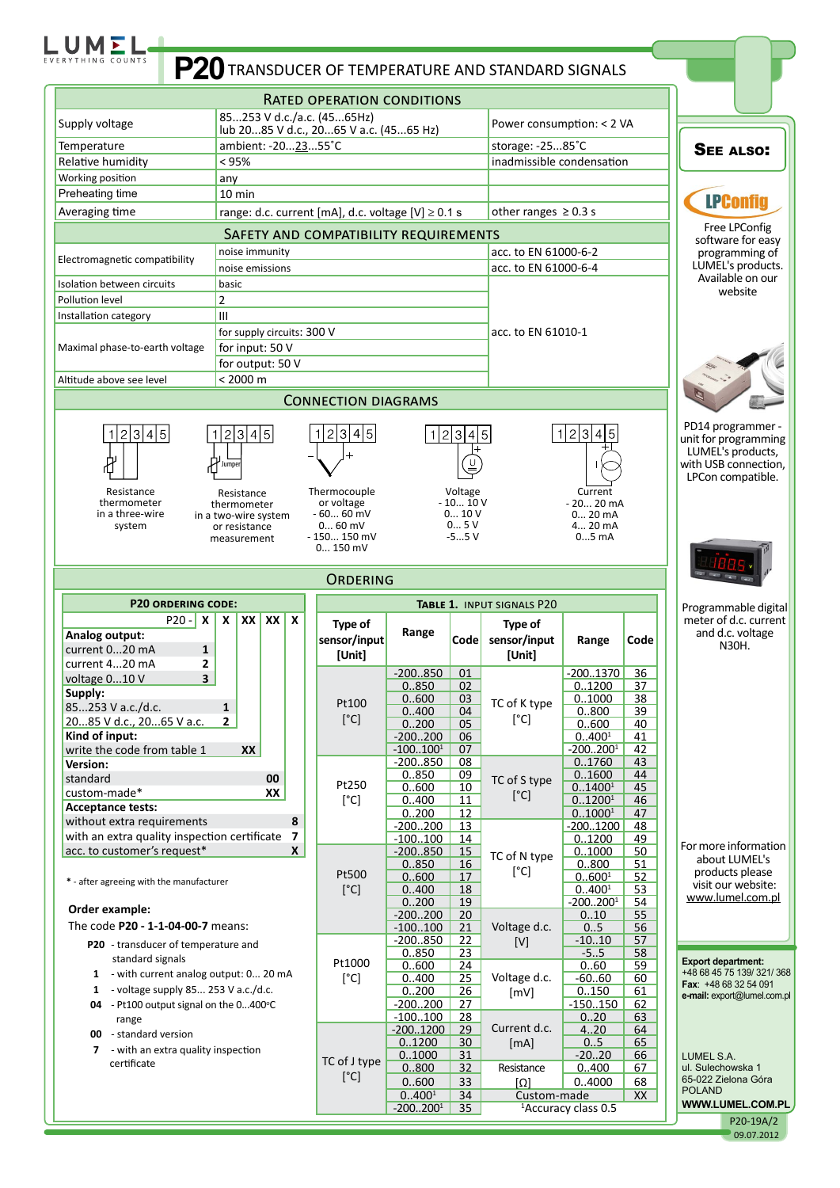# P20 TRANSDUCER OF TEMPERATURE AND STANDARD SIGNALS

## RATED OPERATION CONDITIONS

| | | |
|---|---|---|
| Supply voltage | 85...253 V d.c./a.c. (45...65Hz) lub 20...85 V d.c., 20...65 V a.c. (45...65 Hz) | Power consumption: < 2 VA |
| Temperature | ambient: -20...23...55°C | storage: -25...85°C |
| Relative humidity | < 95% | inadmissible condensation |
| Working position | any | |
| Preheating time | 10 min | |
| Averaging time | range: d.c. current [mA], d.c. voltage [V] ≥ 0.1 s | other ranges ≥ 0.3 s |

## SAFETY AND COMPATIBILITY REQUIREMENTS

| | | |
|---|---|---|
| Electromagnetic compatibility | noise immunity | acc. to EN 61000-6-2 |
| | noise emissions | acc. to EN 61000-6-4 |
| Isolation between circuits | basic | acc. to EN 61010-1 |
| Pollution level | 2 | |
| Installation category | III | |
| Maximal phase-to-earth voltage | for supply circuits: 300 V | |
| | for input: 50 V | |
| | for output: 50 V | |
| Altitude above see level | < 2000 m | |

## CONNECTION DIAGRAMS

1 2 3 4 5 — Resistance thermometer in a three-wire system

1 2 3 4 5 — Jumper — Resistance thermometer in a two-wire system or resistance measurement

1 2 3 4 5 — Thermocouple or voltage: - 60... 60 mV, 0... 60 mV, - 150... 150 mV, 0... 150 mV

1 2 3 4 5 — Voltage: - 10... 10 V, 0... 10 V, 0... 5 V, -5...5 V

1 2 3 4 5 — Current: - 20... 20 mA, 0... 20 mA, 4... 20 mA, 0...5 mA

## ORDERING

**P20 ORDERING CODE:**

| P20 - | X | X | XX | XX | X |
|---|---|---|---|---|---|
| **Analog output:** | | | | | |
| current 0...20 mA | 1 | | | | |
| current 4...20 mA | 2 | | | | |
| voltage 0...10 V | 3 | | | | |
| **Supply:** | | | | | |
| 85...253 V a.c./d.c. | | 1 | | | |
| 20...85 V d.c., 20...65 V a.c. | | 2 | | | |
| **Kind of input:** | | | | | |
| write the code from table 1 | | | XX | | |
| **Version:** | | | | | |
| standard | | | | 00 | |
| custom-made* | | | | XX | |
| **Acceptance tests:** | | | | | |
| without extra requirements | | | | | 8 |
| with an extra quality inspection certificate | | | | | 7 |
| acc. to customer's request* | | | | | X |

\* - after agreeing with the manufacturer

**Order example:**

The code **P20 - 1-1-04-00-7** means:

- **P20** - transducer of temperature and standard signals
- **1** - with current analog output: 0... 20 mA
- **1** - voltage supply 85... 253 V a.c./d.c.
- **04** - Pt100 output signal on the 0...400°C range
- **00** - standard version
- **7** - with an extra quality inspection certificate

**TABLE 1. INPUT SIGNALS P20**

| Type of sensor/input [Unit] | Range | Code | Type of sensor/input [Unit] | Range | Code |
|---|---|---|---|---|---|
| Pt100 [°C] | -200..850 | 01 | TC of K type [°C] | -200..1370 | 36 |
| | 0..850 | 02 | | 0..1200 | 37 |
| | 0..600 | 03 | | 0..1000 | 38 |
| | 0..400 | 04 | | 0..800 | 39 |
| | 0..200 | 05 | | 0..600 | 40 |
| | -200..200 | 06 | | 0..400[1] | 41 |
| | -100..100[1] | 07 | | -200..200[1] | 42 |
| Pt250 [°C] | -200..850 | 08 | TC of S type [°C] | 0..1760 | 43 |
| | 0..850 | 09 | | 0..1600 | 44 |
| | 0..600 | 10 | | 0..1400[1] | 45 |
| | 0..400 | 11 | | 0..1200[1] | 46 |
| | 0..200 | 12 | | 0..1000[1] | 47 |
| | -200..200 | 13 | TC of N type [°C] | -200..1200 | 48 |
| | -100..100 | 14 | | 0..1200 | 49 |
| Pt500 [°C] | -200..850 | 15 | | 0..1000 | 50 |
| | 0..850 | 16 | | 0..800 | 51 |
| | 0..600 | 17 | | 0..600[1] | 52 |
| | 0..400 | 18 | | 0..400[1] | 53 |
| | 0..200 | 19 | | -200..200[1] | 54 |
| | -200..200 | 20 | Voltage d.c. [V] | 0..10 | 55 |
| | -100..100 | 21 | | 0..5 | 56 |
| Pt1000 [°C] | -200..850 | 22 | | -10..10 | 57 |
| | 0..850 | 23 | | -5..5 | 58 |
| | 0..600 | 24 | Voltage d.c. [mV] | 0..60 | 59 |
| | 0..400 | 25 | | -60..60 | 60 |
| | 0..200 | 26 | | 0..150 | 61 |
| | -200..200 | 27 | | -150..150 | 62 |
| | -100..100 | 28 | Current d.c. [mA] | 0..20 | 63 |
| TC of J type [°C] | -200..1200 | 29 | | 4..20 | 64 |
| | 0..1200 | 30 | | 0..5 | 65 |
| | 0..1000 | 31 | | -20..20 | 66 |
| | 0..800 | 32 | Resistance [Ω] | 0..400 | 67 |
| | 0..600 | 33 | | 0..4000 | 68 |
| | 0..400[1] | 34 | Custom-made | | XX |
| | -200..200[1] | 35 | | | |

[1]Accuracy class 0.5

## SEE ALSO:

**LPConfig** — Free LPConfig software for easy programming of LUMEL's products. Available on our website

PD14 programmer - unit for programming LUMEL's products, with USB connection, LPCon compatible.

Programmable digital meter of d.c. current and d.c. voltage N30H.

For more information about LUMEL's products please visit our website: www.lumel.com.pl

**Export department:**
+48 68 45 75 139/ 321/ 368
**Fax**: +48 68 32 54 091
**e-mail:** export@lumel.com.pl

LUMEL S.A.
ul. Sulechowska 1
65-022 Zielona Góra
POLAND
**WWW.LUMEL.COM.PL**

P20-19A/2
09.07.2012